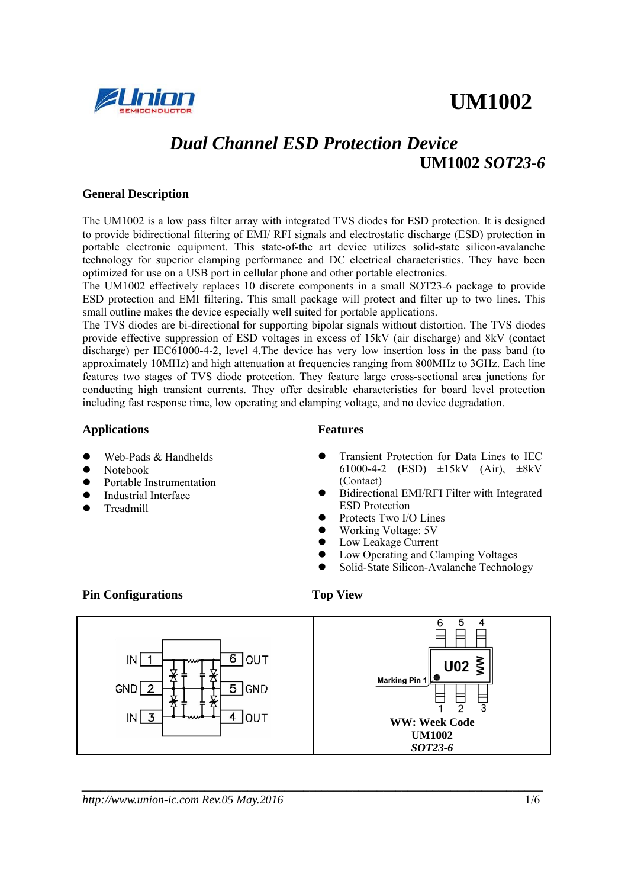# UM1002

## Dual Channel ESD Protection Device

**UM1002 *SOT23-6***

### General Description

The UM1002 is a low pass filter array with integrated TVS diodes for ESD protection. It is designed to provide bidirectional filtering of EMI/ RFI signals and electrostatic discharge (ESD) protection in portable electronic equipment. This state-of-the art device utilizes solid-state silicon-avalanche technology for superior clamping performance and DC electrical characteristics. They have been optimized for use on a USB port in cellular phone and other portable electronics.
The UM1002 effectively replaces 10 discrete components in a small SOT23-6 package to provide ESD protection and EMI filtering. This small package will protect and filter up to two lines. This small outline makes the device especially well suited for portable applications.
The TVS diodes are bi-directional for supporting bipolar signals without distortion. The TVS diodes provide effective suppression of ESD voltages in excess of 15kV (air discharge) and 8kV (contact discharge) per IEC61000-4-2, level 4.The device has very low insertion loss in the pass band (to approximately 10MHz) and high attenuation at frequencies ranging from 800MHz to 3GHz. Each line features two stages of TVS diode protection. They feature large cross-sectional area junctions for conducting high transient currents. They offer desirable characteristics for board level protection including fast response time, low operating and clamping voltage, and no device degradation.

### Applications

- Web-Pads & Handhelds
- Notebook
- Portable Instrumentation
- Industrial Interface
- Treadmill

### Features

- Transient Protection for Data Lines to IEC 61000-4-2 (ESD) ±15kV (Air), ±8kV (Contact)
- Bidirectional EMI/RFI Filter with Integrated ESD Protection
- Protects Two I/O Lines
- Working Voltage: 5V
- Low Leakage Current
- Low Operating and Clamping Voltages
- Solid-State Silicon-Avalanche Technology

### Pin Configurations

| Pin | Name | Pin | Name |
|---|---|---|---|
| 1 | IN | 6 | OUT |
| 2 | GND | 5 | GND |
| 3 | IN | 4 | OUT |

### Top View

Marking: U02 WW (Marking Pin 1)

**WW: Week Code**
**UM1002**
***SOT23-6***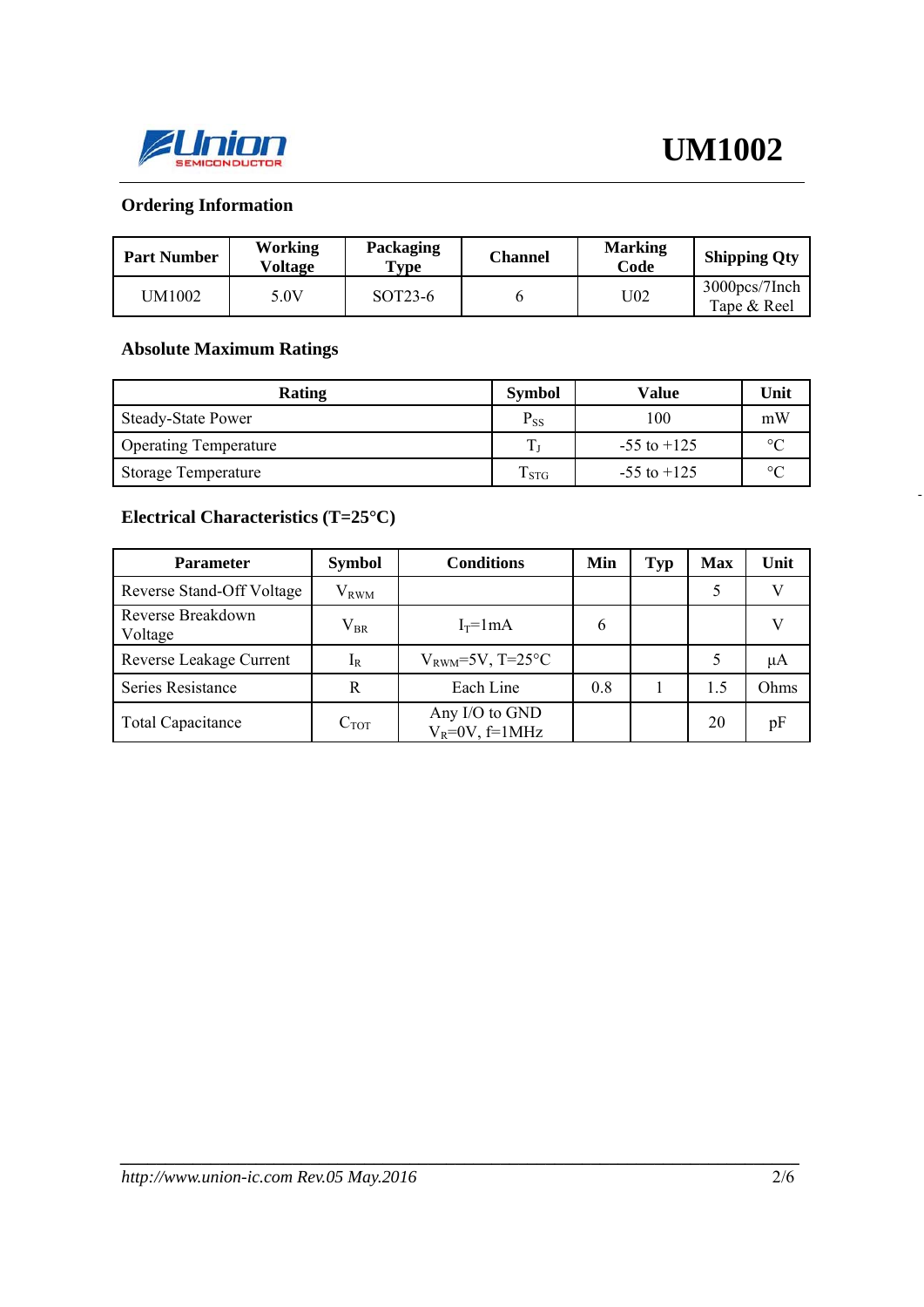## Ordering Information

| Part Number | Working Voltage | Packaging Type | Channel | Marking Code | Shipping Qty |
|---|---|---|---|---|---|
| UM1002 | 5.0V | SOT23-6 | 6 | U02 | 3000pcs/7Inch Tape & Reel |

## Absolute Maximum Ratings

| Rating | Symbol | Value | Unit |
|---|---|---|---|
| Steady-State Power | $P_{SS}$ | 100 | mW |
| Operating Temperature | $T_J$ | -55 to +125 | °C |
| Storage Temperature | $T_{STG}$ | -55 to +125 | °C |

## Electrical Characteristics (T=25°C)

| Parameter | Symbol | Conditions | Min | Typ | Max | Unit |
|---|---|---|---|---|---|---|
| Reverse Stand-Off Voltage | $V_{RWM}$ | | | | 5 | V |
| Reverse Breakdown Voltage | $V_{BR}$ | $I_T$=1mA | 6 | | | V |
| Reverse Leakage Current | $I_R$ | $V_{RWM}$=5V, T=25°C | | | 5 | μA |
| Series Resistance | R | Each Line | 0.8 | 1 | 1.5 | Ohms |
| Total Capacitance | $C_{TOT}$ | Any I/O to GND $V_R$=0V, f=1MHz | | | 20 | pF |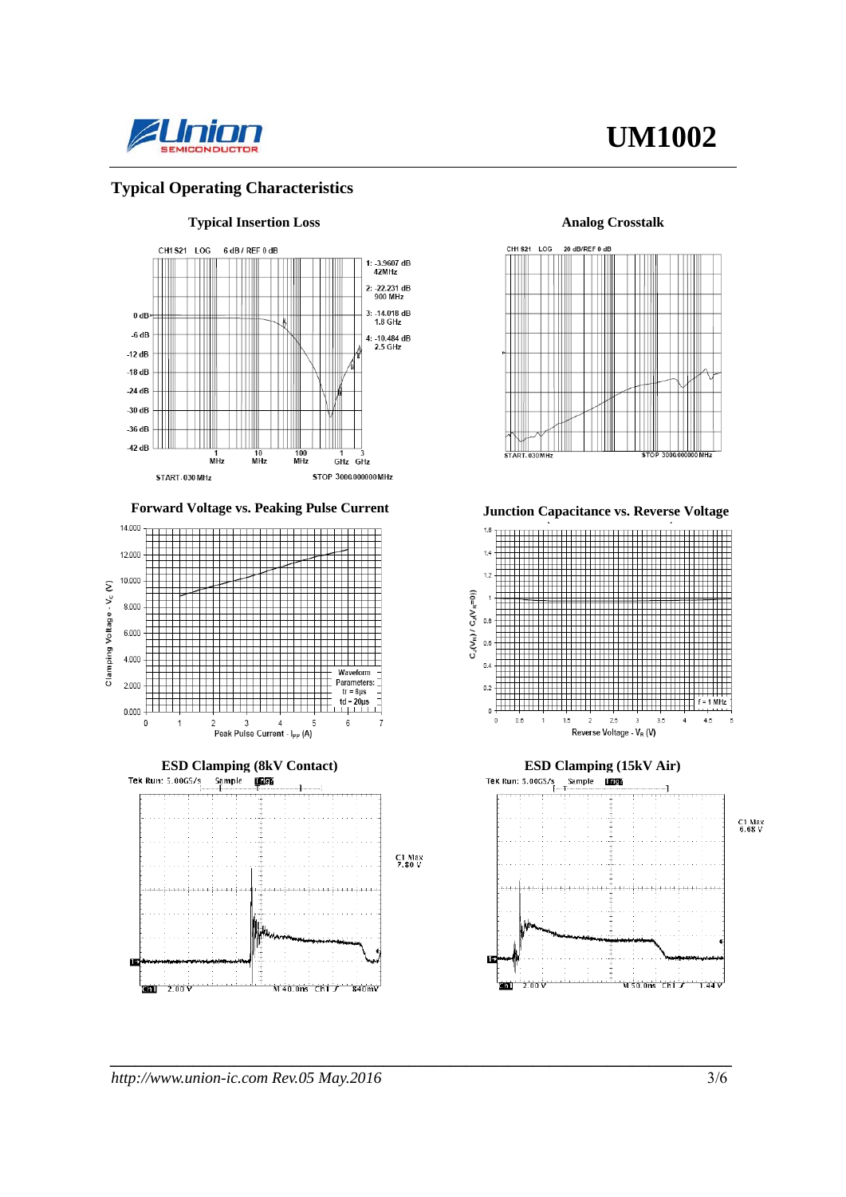## Typical Operating Characteristics

**Typical Insertion Loss**

CH1 S21 LOG 6 dB / REF 0 dB

1: -3.9607 dB 42MHz
2: -22.231 dB 900 MHz
3: -14.018 dB 1.8 GHz
4: -10.484 dB 2.5 GHz

START .030 MHz STOP 3000.000000 MHz

**Analog Crosstalk**

CH1 S21 LOG 20 dB/REF 0 dB

START .030 MHz STOP 3000.000000 MHz

**Forward Voltage vs. Peaking Pulse Current**

Clamping Voltage - $V_C$ (V)

Peak Pulse Current - $I_{PP}$ (A)

Waveform Parameters: tr = 8μs td = 20μs

**Junction Capacitance vs. Reverse Voltage**

$C_J(V_R) / C_J(V_R=0)$

Reverse Voltage - $V_R$ (V)

f = 1 MHz

**ESD Clamping (8kV Contact)**

Tek Run: 5.00GS/s Sample

C1 Max 7.80 V

Ch1 2.00 V M 40.0ns Ch1 ∫ 840mV

**ESD Clamping (15kV Air)**

Tek Run: 5.00GS/s Sample

C1 Max 6.68 V

Ch1 2.00 V M 50.0ns Ch1 ∫ 1.44 V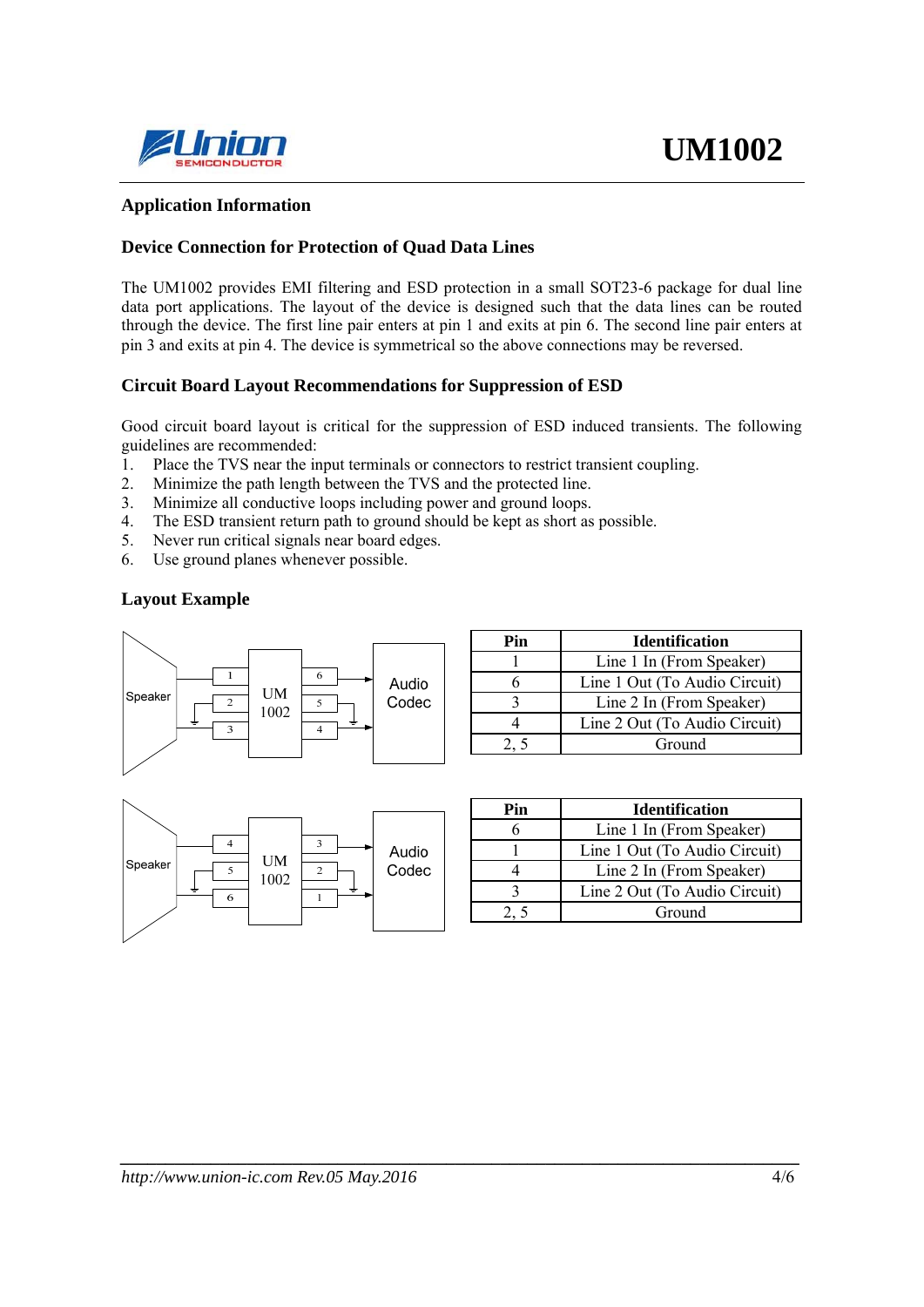## Application Information

### Device Connection for Protection of Quad Data Lines

The UM1002 provides EMI filtering and ESD protection in a small SOT23-6 package for dual line data port applications. The layout of the device is designed such that the data lines can be routed through the device. The first line pair enters at pin 1 and exits at pin 6. The second line pair enters at pin 3 and exits at pin 4. The device is symmetrical so the above connections may be reversed.

### Circuit Board Layout Recommendations for Suppression of ESD

Good circuit board layout is critical for the suppression of ESD induced transients. The following guidelines are recommended:

1. Place the TVS near the input terminals or connectors to restrict transient coupling.
2. Minimize the path length between the TVS and the protected line.
3. Minimize all conductive loops including power and ground loops.
4. The ESD transient return path to ground should be kept as short as possible.
5. Never run critical signals near board edges.
6. Use ground planes whenever possible.

### Layout Example

Speaker — UM1002 — Audio Codec

| Pin | Identification |
|---|---|
| 1 | Line 1 In (From Speaker) |
| 6 | Line 1 Out (To Audio Circuit) |
| 3 | Line 2 In (From Speaker) |
| 4 | Line 2 Out (To Audio Circuit) |
| 2, 5 | Ground |

Speaker — UM1002 — Audio Codec

| Pin | Identification |
|---|---|
| 6 | Line 1 In (From Speaker) |
| 1 | Line 1 Out (To Audio Circuit) |
| 4 | Line 2 In (From Speaker) |
| 3 | Line 2 Out (To Audio Circuit) |
| 2, 5 | Ground |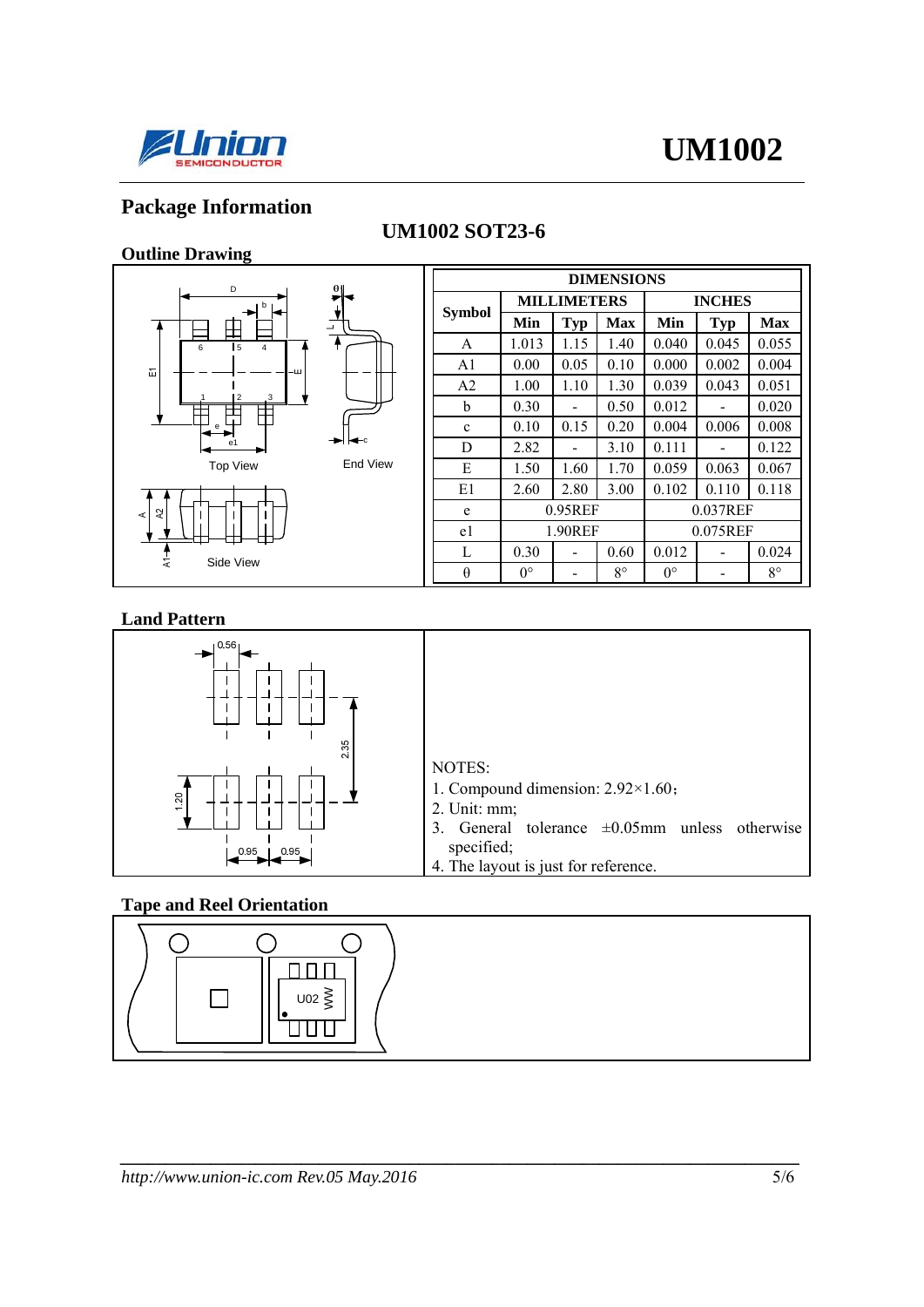## Package Information

### UM1002 SOT23-6

### Outline Drawing

| Symbol | DIMENSIONS | | | | | |
|---|---|---|---|---|---|---|
| | MILLIMETERS | | | INCHES | | |
| | Min | Typ | Max | Min | Typ | Max |
| A | 1.013 | 1.15 | 1.40 | 0.040 | 0.045 | 0.055 |
| A1 | 0.00 | 0.05 | 0.10 | 0.000 | 0.002 | 0.004 |
| A2 | 1.00 | 1.10 | 1.30 | 0.039 | 0.043 | 0.051 |
| b | 0.30 | - | 0.50 | 0.012 | - | 0.020 |
| c | 0.10 | 0.15 | 0.20 | 0.004 | 0.006 | 0.008 |
| D | 2.82 | - | 3.10 | 0.111 | - | 0.122 |
| E | 1.50 | 1.60 | 1.70 | 0.059 | 0.063 | 0.067 |
| E1 | 2.60 | 2.80 | 3.00 | 0.102 | 0.110 | 0.118 |
| e | 0.95REF | | | 0.037REF | | |
| e1 | 1.90REF | | | 0.075REF | | |
| L | 0.30 | - | 0.60 | 0.012 | - | 0.024 |
| θ | 0° | - | 8° | 0° | - | 8° |

### Land Pattern

NOTES:

1. Compound dimension: 2.92×1.60；
2. Unit: mm;
3. General tolerance ±0.05mm unless otherwise specified;
4. The layout is just for reference.

### Tape and Reel Orientation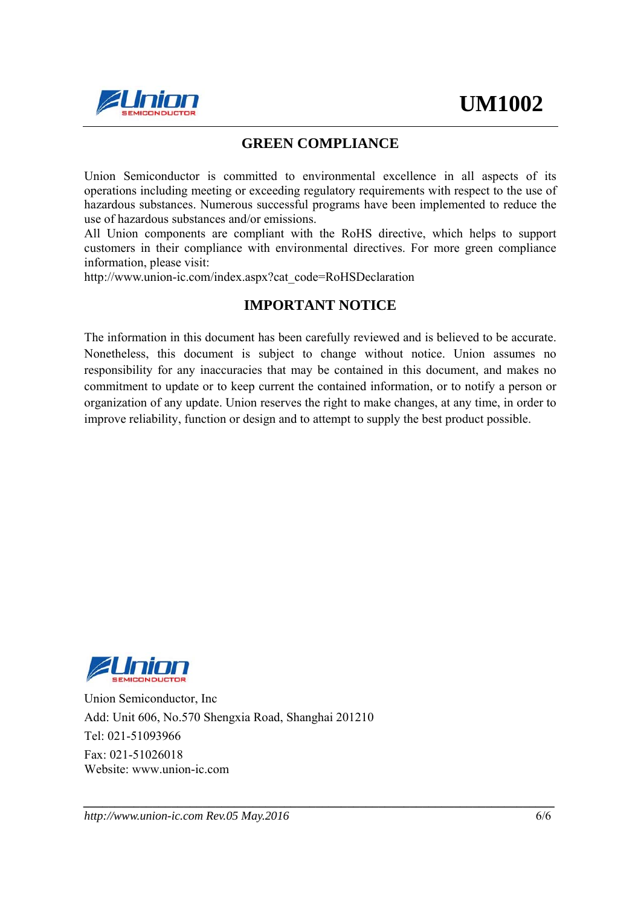## GREEN COMPLIANCE

Union Semiconductor is committed to environmental excellence in all aspects of its operations including meeting or exceeding regulatory requirements with respect to the use of hazardous substances. Numerous successful programs have been implemented to reduce the use of hazardous substances and/or emissions.

All Union components are compliant with the RoHS directive, which helps to support customers in their compliance with environmental directives. For more green compliance information, please visit:

http://www.union-ic.com/index.aspx?cat_code=RoHSDeclaration

## IMPORTANT NOTICE

The information in this document has been carefully reviewed and is believed to be accurate. Nonetheless, this document is subject to change without notice. Union assumes no responsibility for any inaccuracies that may be contained in this document, and makes no commitment to update or to keep current the contained information, or to notify a person or organization of any update. Union reserves the right to make changes, at any time, in order to improve reliability, function or design and to attempt to supply the best product possible.

Union Semiconductor, Inc  
Add: Unit 606, No.570 Shengxia Road, Shanghai 201210  
Tel: 021-51093966  
Fax: 021-51026018  
Website: www.union-ic.com